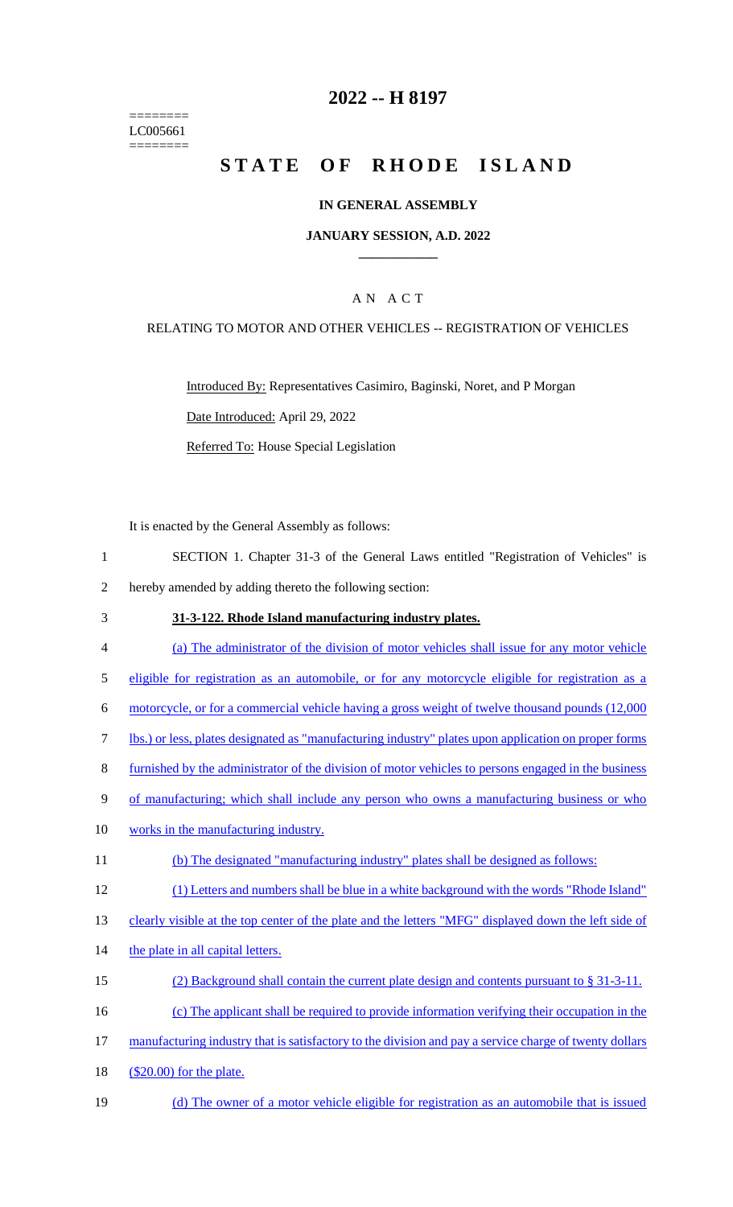========
LC005661
========

# 2022 -- H 8197

# STATE OF RHODE ISLAND

### IN GENERAL ASSEMBLY

### JANUARY SESSION, A.D. 2022

## A N A C T

RELATING TO MOTOR AND OTHER VEHICLES -- REGISTRATION OF VEHICLES

Introduced By: Representatives Casimiro, Baginski, Noret, and P Morgan

Date Introduced: April 29, 2022

Referred To: House Special Legislation

It is enacted by the General Assembly as follows:

1 SECTION 1. Chapter 31-3 of the General Laws entitled "Registration of Vehicles" is
2 hereby amended by adding thereto the following section:

3 **31-3-122. Rhode Island manufacturing industry plates.**

4 (a) The administrator of the division of motor vehicles shall issue for any motor vehicle
5 eligible for registration as an automobile, or for any motorcycle eligible for registration as a
6 motorcycle, or for a commercial vehicle having a gross weight of twelve thousand pounds (12,000
7 lbs.) or less, plates designated as "manufacturing industry" plates upon application on proper forms
8 furnished by the administrator of the division of motor vehicles to persons engaged in the business
9 of manufacturing; which shall include any person who owns a manufacturing business or who
10 works in the manufacturing industry.

11 (b) The designated "manufacturing industry" plates shall be designed as follows:

12 (1) Letters and numbers shall be blue in a white background with the words "Rhode Island"
13 clearly visible at the top center of the plate and the letters "MFG" displayed down the left side of
14 the plate in all capital letters.

15 (2) Background shall contain the current plate design and contents pursuant to § 31-3-11.

16 (c) The applicant shall be required to provide information verifying their occupation in the
17 manufacturing industry that is satisfactory to the division and pay a service charge of twenty dollars
18 ($20.00) for the plate.

19 (d) The owner of a motor vehicle eligible for registration as an automobile that is issued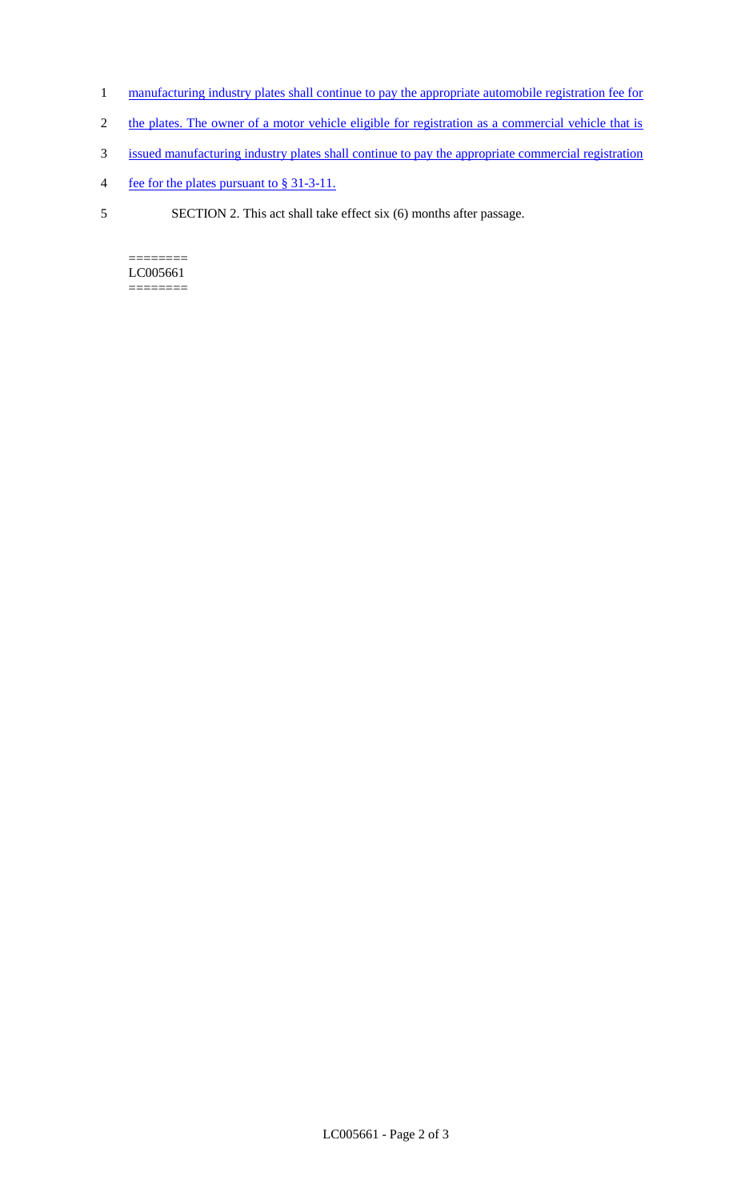1 manufacturing industry plates shall continue to pay the appropriate automobile registration fee for

2 the plates. The owner of a motor vehicle eligible for registration as a commercial vehicle that is

3 issued manufacturing industry plates shall continue to pay the appropriate commercial registration

4 fee for the plates pursuant to § 31-3-11.

5 SECTION 2. This act shall take effect six (6) months after passage.

========
LC005661
========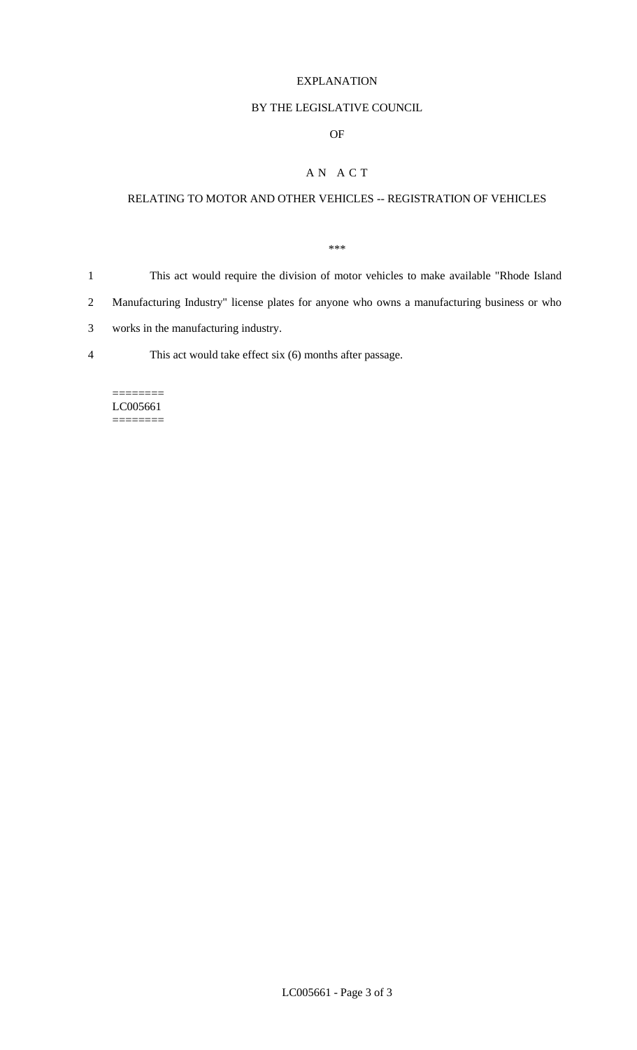EXPLANATION

BY THE LEGISLATIVE COUNCIL

OF

A N A C T

RELATING TO MOTOR AND OTHER VEHICLES -- REGISTRATION OF VEHICLES

\*\*\*

1 This act would require the division of motor vehicles to make available "Rhode Island
2 Manufacturing Industry" license plates for anyone who owns a manufacturing business or who
3 works in the manufacturing industry.
4 This act would take effect six (6) months after passage.

========
LC005661
========